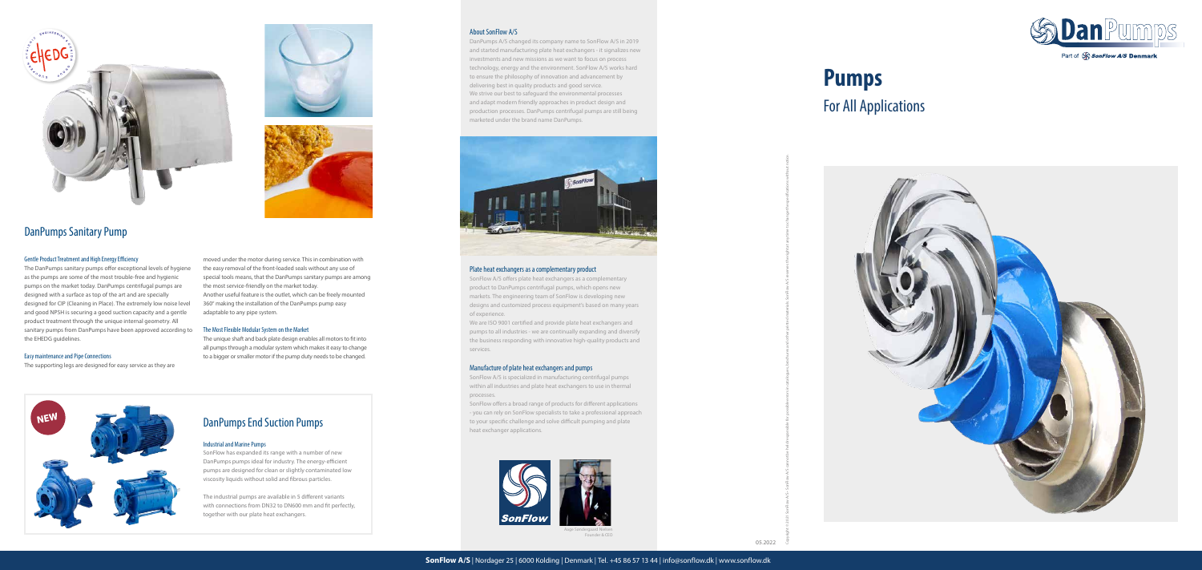## DanPumps Sanitary Pump

### Gentle Product Treatment and High Energy Efficiency

The DanPumps sanitary pumps offer exceptional levels of hygiene as the pumps are some of the most trouble-free and hygienic pumps on the market today. DanPumps centrifugal pumps are designed with a surface as top of the art and are specially designed for CIP (Cleaning in Place). The extremely low noise level and good NPSH is securing a good suction capacity and a gentle product treatment through the unique internal geometry. All sanitary pumps from DanPumps have been approved according to the EHEDG guidelines.

### Easy maintenance and Pipe Connections

The supporting legs are designed for easy service as they are moved under the motor during service. This in combination with the easy removal of the front-loaded seals without any use of special tools means, that the DanPumps sanitary pumps are among the most service-friendly on the market today.
Another useful feature is the outlet, which can be freely mounted 360° making the installation of the DanPumps pump easy adaptable to any pipe system.

### The Most Flexible Modular System on the Market

The unique shaft and back plate design enables all motors to fit into all pumps through a modular system which makes it easy to change to a bigger or smaller motor if the pump duty needs to be changed.

NEW

## DanPumps End Suction Pumps

### Industrial and Marine Pumps

SonFlow has expanded its range with a number of new DanPumps pumps ideal for industry. The energy-efficient pumps are designed for clean or slightly contaminated low viscosity liquids without solid and fibrous particles.

The industrial pumps are available in 5 different variants with connections from DN32 to DN600 mm and fit perfectly, together with our plate heat exchangers.

### About SonFlow A/S

DanPumps A/S changed its company name to SonFlow A/S in 2019 and started manufacturing plate heat exchangers - it signalizes new investments and new missions as we want to focus on process technology, energy and the environment. SonFlow A/S works hard to ensure the philosophy of innovation and advancement by delivering best in quality products and good service.
We strive our best to safeguard the environmental processes and adapt modern friendly approaches in product design and production processes. DanPumps centrifugal pumps are still being marketed under the brand name DanPumps.

### Plate heat exchangers as a complementary product

SonFlow A/S offers plate heat exchangers as a complementary product to DanPumps centrifugal pumps, which opens new markets. The engineering team of SonFlow is developing new designs and customized process equipment's based on many years of experience.
We are ISO 9001 certified and provide plate heat exchangers and pumps to all industries - we are continually expanding and diversify the business responding with innovative high-quality products and services.

### Manufacture of plate heat exchangers and pumps

SonFlow A/S is specialized in manufacturing centrifugal pumps within all industries and plate heat exchangers to use in thermal processes.
SonFlow offers a broad range of products for different applications - you can rely on SonFlow specialists to take a professional approach to your specific challenge and solve difficult pumping and plate heat exchanger applications.

Aage Søndergaard Nielsen
Founder & CEO

DanPumps
Part of SonFlow A/S Denmark

# Pumps
## For All Applications

05.2022

**SonFlow A/S** | Nordager 25 | 6000 Kolding | Denmark | Tel. +45 86 57 13 44 | info@sonflow.dk | www.sonflow.dk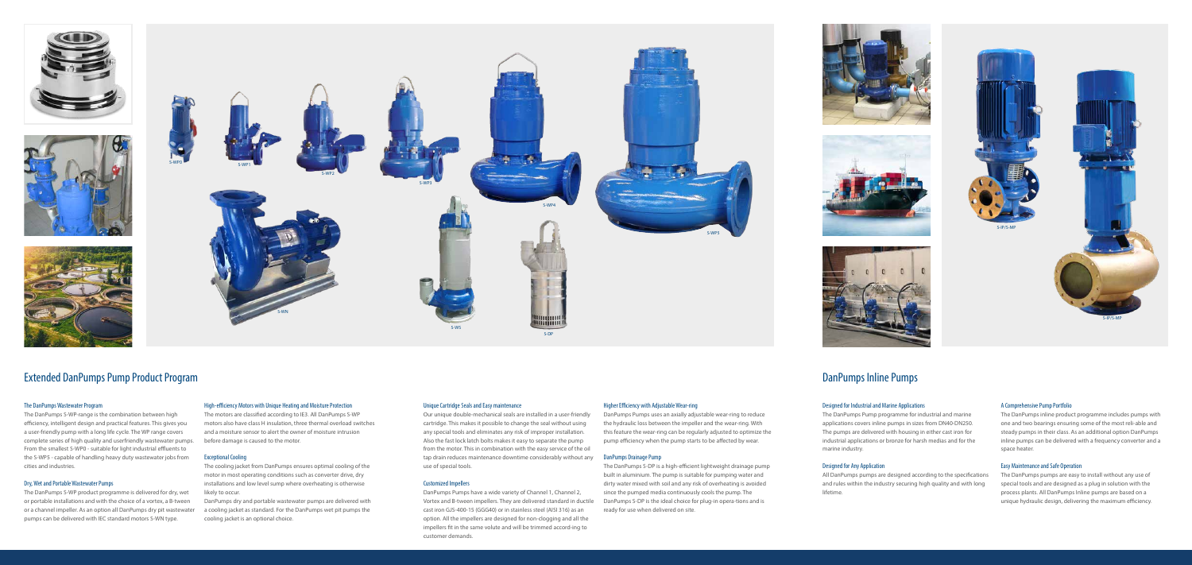# Extended DanPumps Pump Product Program

### The DanPumps Wastewater Program

The DanPumps S-WP-range is the combination between high efficiency, intelligent design and practical features. This gives you a user-friendly pump with a long life cycle. The WP range covers complete series of high quality and userfriendly wastewater pumps. From the smallest S-WP0 - suitable for light industrial effluents to the S-WP5 - capable of handling heavy duty wastewater jobs from cities and industries.

### Dry, Wet and Portable Wastewater Pumps

The DanPumps S-WP product programme is delivered for dry, wet or portable installations and with the choice of a vortex, a B-tween or a channel impeller. As an option all DanPumps dry pit wastewater pumps can be delivered with IEC standard motors S-WN type.

### High-efficiency Motors with Unique Heating and Moisture Protection

The motors are classified according to IE3. All DanPumps S-WP motors also have class H insulation, three thermal overload switches and a moisture sensor to alert the owner of moisture intrusion before damage is caused to the motor.

### Exceptional Cooling

The cooling jacket from DanPumps ensures optimal cooling of the motor in most operating conditions such as converter drive, dry installations and low level sump where overheating is otherwise likely to occur.

DanPumps dry and portable wastewater pumps are delivered with a cooling jacket as standard. For the DanPumps wet pit pumps the cooling jacket is an optional choice.

### Unique Cartridge Seals and Easy maintenance

Our unique double-mechanical seals are installed in a user-friendly cartridge. This makes it possible to change the seal without using any special tools and eliminates any risk of improper installation. Also the fast lock latch bolts makes it easy to separate the pump from the motor. This in combination with the easy service of the oil tap drain reduces maintenance downtime considerably without any use of special tools.

### Customized Impellers

DanPumps Pumps have a wide variety of Channel 1, Channel 2, Vortex and B-tween impellers. They are delivered standard in ductile cast iron GJS-400-15 (GGG40) or in stainless steel (AISI 316) as an option. All the impellers are designed for non-clogging and all the impellers fit in the same volute and will be trimmed accord-ing to customer demands.

### Higher Efficiency with Adjustable Wear-ring

DanPumps Pumps uses an axially adjustable wear-ring to reduce the hydraulic loss between the impeller and the wear-ring. With this feature the wear-ring can be regularly adjusted to optimize the pump efficiency when the pump starts to be affected by wear.

### DanPumps Drainage Pump

The DanPumps S-DP is a high-efficient lightweight drainage pump built in aluminium. The pump is suitable for pumping water and dirty water mixed with soil and any risk of overheating is avoided since the pumped media continuously cools the pump. The DanPumps S-DP is the ideal choice for plug-in opera-tions and is ready for use when delivered on site.

# DanPumps Inline Pumps

### Designed for Industrial and Marine Applications

The DanPumps Pump programme for industrial and marine applications covers inline pumps in sizes from DN40-DN250. The pumps are delivered with housing in either cast iron for industrial applications or bronze for harsh medias and for the marine industry.

### Designed for Any Application

All DanPumps pumps are designed according to the specifications and rules within the industry securing high quality and with long lifetime.

### A Comprehensive Pump Portfolio

The DanPumps inline product programme includes pumps with one and two bearings ensuring some of the most reli-able and steady pumps in their class. As an additional option DanPumps inline pumps can be delivered with a frequency converter and a space heater.

### Easy Maintenance and Safe Operation

The DanPumps pumps are easy to install without any use of special tools and are designed as a plug in solution with the process plants. All DanPumps Inline pumps are based on a unique hydraulic design, delivering the maximum efficiency.